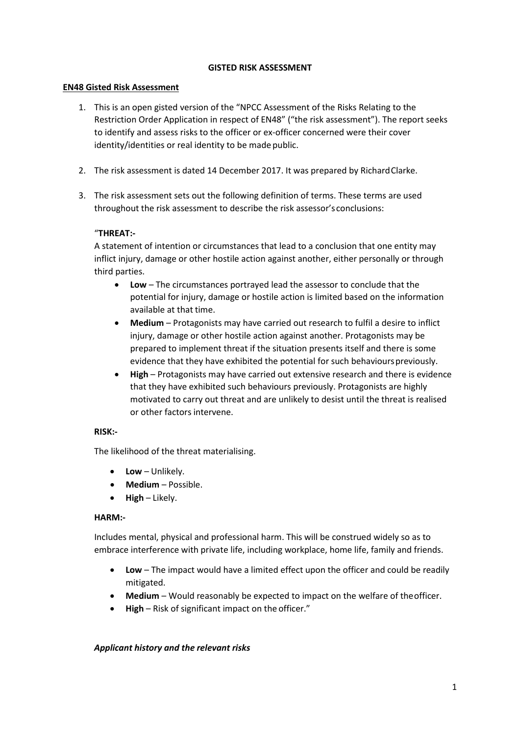**GISTED RISK ASSESSMENT**

**EN48 Gisted Risk Assessment**

1. This is an open gisted version of the "NPCC Assessment of the Risks Relating to the Restriction Order Application in respect of EN48" ("the risk assessment"). The report seeks to identify and assess risks to the officer or ex-officer concerned were their cover identity/identities or real identity to be made public.

2. The risk assessment is dated 14 December 2017. It was prepared by Richard Clarke.

3. The risk assessment sets out the following definition of terms. These terms are used throughout the risk assessment to describe the risk assessor's conclusions:

   "**THREAT:-**
   A statement of intention or circumstances that lead to a conclusion that one entity may inflict injury, damage or other hostile action against another, either personally or through third parties.

   - **Low** – The circumstances portrayed lead the assessor to conclude that the potential for injury, damage or hostile action is limited based on the information available at that time.
   - **Medium** – Protagonists may have carried out research to fulfil a desire to inflict injury, damage or other hostile action against another. Protagonists may be prepared to implement threat if the situation presents itself and there is some evidence that they have exhibited the potential for such behaviours previously.
   - **High** – Protagonists may have carried out extensive research and there is evidence that they have exhibited such behaviours previously. Protagonists are highly motivated to carry out threat and are unlikely to desist until the threat is realised or other factors intervene.

   **RISK:-**

   The likelihood of the threat materialising.

   - **Low** – Unlikely.
   - **Medium** – Possible.
   - **High** – Likely.

   **HARM:-**

   Includes mental, physical and professional harm. This will be construed widely so as to embrace interference with private life, including workplace, home life, family and friends.

   - **Low** – The impact would have a limited effect upon the officer and could be readily mitigated.
   - **Medium** – Would reasonably be expected to impact on the welfare of the officer.
   - **High** – Risk of significant impact on the officer."

***Applicant history and the relevant risks***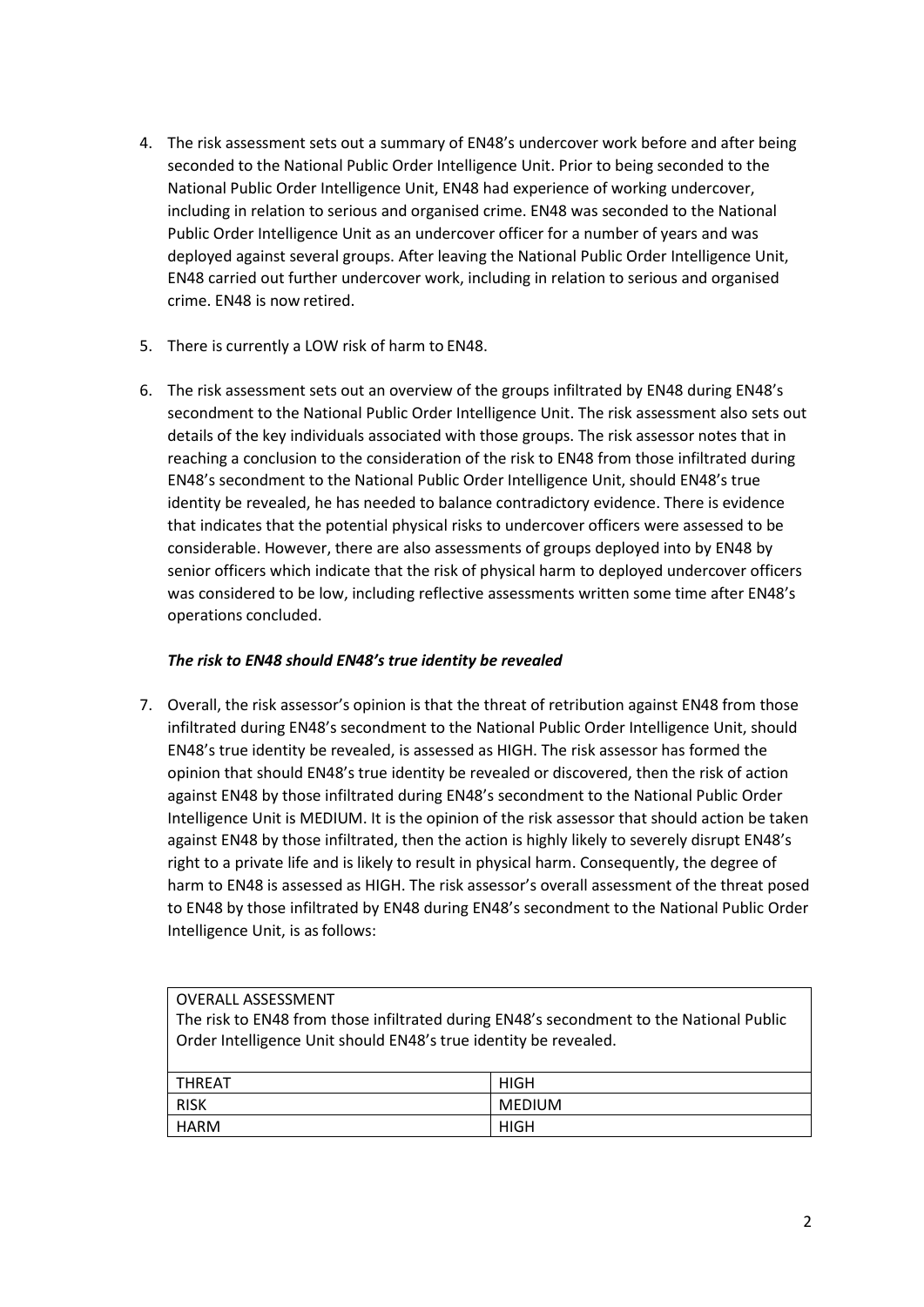4. The risk assessment sets out a summary of EN48's undercover work before and after being seconded to the National Public Order Intelligence Unit. Prior to being seconded to the National Public Order Intelligence Unit, EN48 had experience of working undercover, including in relation to serious and organised crime. EN48 was seconded to the National Public Order Intelligence Unit as an undercover officer for a number of years and was deployed against several groups. After leaving the National Public Order Intelligence Unit, EN48 carried out further undercover work, including in relation to serious and organised crime. EN48 is now retired.

5. There is currently a LOW risk of harm to EN48.

6. The risk assessment sets out an overview of the groups infiltrated by EN48 during EN48's secondment to the National Public Order Intelligence Unit. The risk assessment also sets out details of the key individuals associated with those groups. The risk assessor notes that in reaching a conclusion to the consideration of the risk to EN48 from those infiltrated during EN48's secondment to the National Public Order Intelligence Unit, should EN48's true identity be revealed, he has needed to balance contradictory evidence. There is evidence that indicates that the potential physical risks to undercover officers were assessed to be considerable. However, there are also assessments of groups deployed into by EN48 by senior officers which indicate that the risk of physical harm to deployed undercover officers was considered to be low, including reflective assessments written some time after EN48's operations concluded.

***The risk to EN48 should EN48's true identity be revealed***

7. Overall, the risk assessor's opinion is that the threat of retribution against EN48 from those infiltrated during EN48's secondment to the National Public Order Intelligence Unit, should EN48's true identity be revealed, is assessed as HIGH. The risk assessor has formed the opinion that should EN48's true identity be revealed or discovered, then the risk of action against EN48 by those infiltrated during EN48's secondment to the National Public Order Intelligence Unit is MEDIUM. It is the opinion of the risk assessor that should action be taken against EN48 by those infiltrated, then the action is highly likely to severely disrupt EN48's right to a private life and is likely to result in physical harm. Consequently, the degree of harm to EN48 is assessed as HIGH. The risk assessor's overall assessment of the threat posed to EN48 by those infiltrated by EN48 during EN48's secondment to the National Public Order Intelligence Unit, is as follows:

| OVERALL ASSESSMENT<br>The risk to EN48 from those infiltrated during EN48's secondment to the National Public Order Intelligence Unit should EN48's true identity be revealed. | |
|---|---|
| THREAT | HIGH |
| RISK | MEDIUM |
| HARM | HIGH |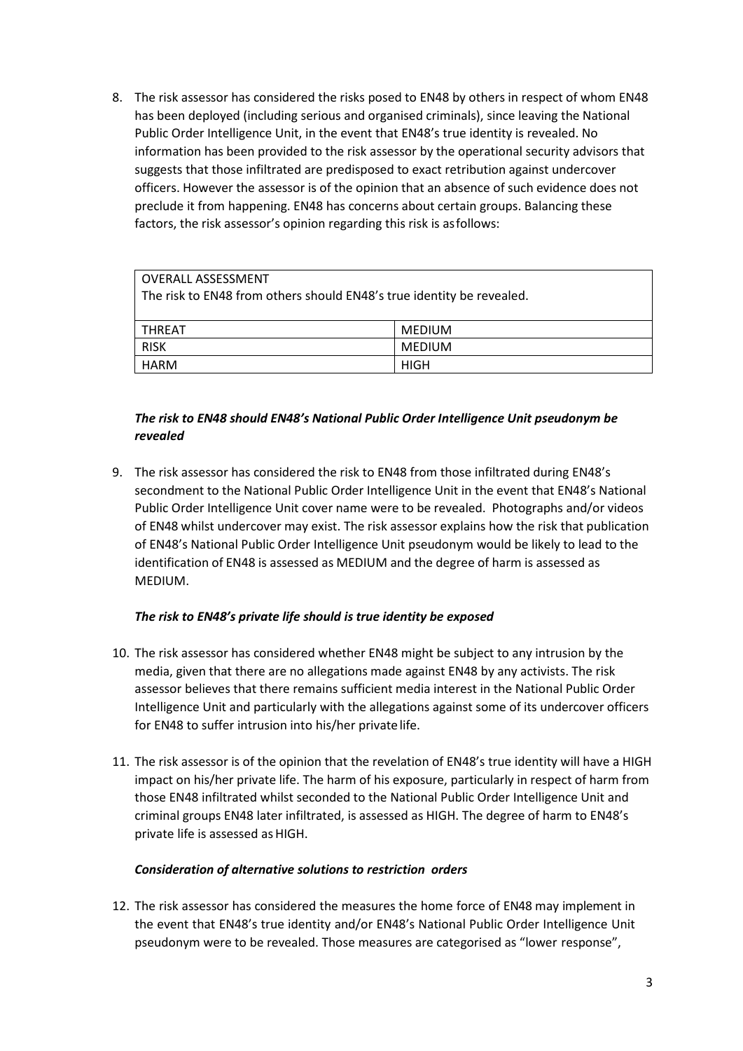8. The risk assessor has considered the risks posed to EN48 by others in respect of whom EN48 has been deployed (including serious and organised criminals), since leaving the National Public Order Intelligence Unit, in the event that EN48's true identity is revealed. No information has been provided to the risk assessor by the operational security advisors that suggests that those infiltrated are predisposed to exact retribution against undercover officers. However the assessor is of the opinion that an absence of such evidence does not preclude it from happening. EN48 has concerns about certain groups. Balancing these factors, the risk assessor's opinion regarding this risk is as follows:

| OVERALL ASSESSMENT<br>The risk to EN48 from others should EN48's true identity be revealed. | |
|---|---|
| THREAT | MEDIUM |
| RISK | MEDIUM |
| HARM | HIGH |

### *The risk to EN48 should EN48's National Public Order Intelligence Unit pseudonym be revealed*

9. The risk assessor has considered the risk to EN48 from those infiltrated during EN48's secondment to the National Public Order Intelligence Unit in the event that EN48's National Public Order Intelligence Unit cover name were to be revealed. Photographs and/or videos of EN48 whilst undercover may exist. The risk assessor explains how the risk that publication of EN48's National Public Order Intelligence Unit pseudonym would be likely to lead to the identification of EN48 is assessed as MEDIUM and the degree of harm is assessed as MEDIUM.

### *The risk to EN48's private life should is true identity be exposed*

10. The risk assessor has considered whether EN48 might be subject to any intrusion by the media, given that there are no allegations made against EN48 by any activists. The risk assessor believes that there remains sufficient media interest in the National Public Order Intelligence Unit and particularly with the allegations against some of its undercover officers for EN48 to suffer intrusion into his/her private life.

11. The risk assessor is of the opinion that the revelation of EN48's true identity will have a HIGH impact on his/her private life. The harm of his exposure, particularly in respect of harm from those EN48 infiltrated whilst seconded to the National Public Order Intelligence Unit and criminal groups EN48 later infiltrated, is assessed as HIGH. The degree of harm to EN48's private life is assessed as HIGH.

### *Consideration of alternative solutions to restriction orders*

12. The risk assessor has considered the measures the home force of EN48 may implement in the event that EN48's true identity and/or EN48's National Public Order Intelligence Unit pseudonym were to be revealed. Those measures are categorised as "lower response",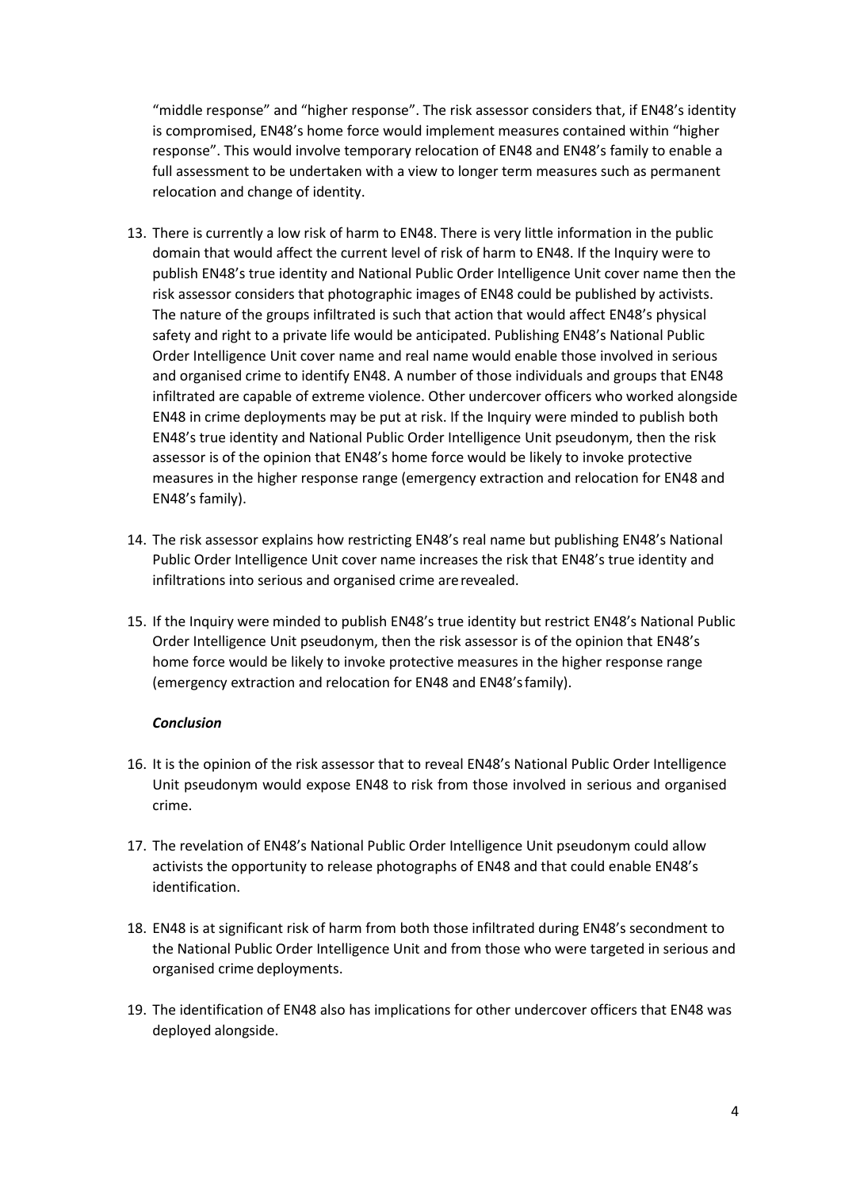"middle response" and "higher response". The risk assessor considers that, if EN48's identity is compromised, EN48's home force would implement measures contained within "higher response". This would involve temporary relocation of EN48 and EN48's family to enable a full assessment to be undertaken with a view to longer term measures such as permanent relocation and change of identity.

13. There is currently a low risk of harm to EN48. There is very little information in the public domain that would affect the current level of risk of harm to EN48. If the Inquiry were to publish EN48's true identity and National Public Order Intelligence Unit cover name then the risk assessor considers that photographic images of EN48 could be published by activists. The nature of the groups infiltrated is such that action that would affect EN48's physical safety and right to a private life would be anticipated. Publishing EN48's National Public Order Intelligence Unit cover name and real name would enable those involved in serious and organised crime to identify EN48. A number of those individuals and groups that EN48 infiltrated are capable of extreme violence. Other undercover officers who worked alongside EN48 in crime deployments may be put at risk. If the Inquiry were minded to publish both EN48's true identity and National Public Order Intelligence Unit pseudonym, then the risk assessor is of the opinion that EN48's home force would be likely to invoke protective measures in the higher response range (emergency extraction and relocation for EN48 and EN48's family).

14. The risk assessor explains how restricting EN48's real name but publishing EN48's National Public Order Intelligence Unit cover name increases the risk that EN48's true identity and infiltrations into serious and organised crime are revealed.

15. If the Inquiry were minded to publish EN48's true identity but restrict EN48's National Public Order Intelligence Unit pseudonym, then the risk assessor is of the opinion that EN48's home force would be likely to invoke protective measures in the higher response range (emergency extraction and relocation for EN48 and EN48's family).

***Conclusion***

16. It is the opinion of the risk assessor that to reveal EN48's National Public Order Intelligence Unit pseudonym would expose EN48 to risk from those involved in serious and organised crime.

17. The revelation of EN48's National Public Order Intelligence Unit pseudonym could allow activists the opportunity to release photographs of EN48 and that could enable EN48's identification.

18. EN48 is at significant risk of harm from both those infiltrated during EN48's secondment to the National Public Order Intelligence Unit and from those who were targeted in serious and organised crime deployments.

19. The identification of EN48 also has implications for other undercover officers that EN48 was deployed alongside.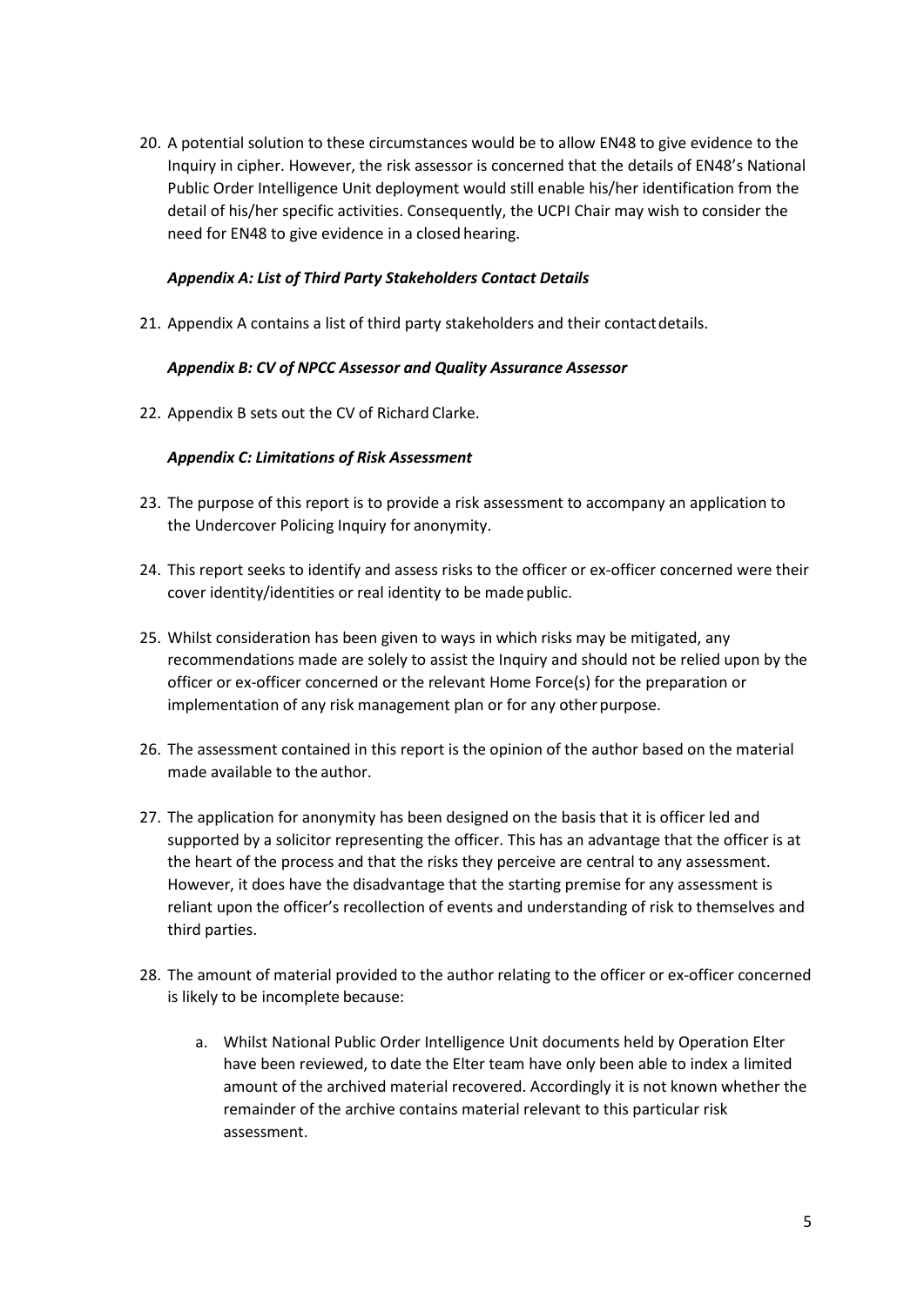20. A potential solution to these circumstances would be to allow EN48 to give evidence to the Inquiry in cipher. However, the risk assessor is concerned that the details of EN48's National Public Order Intelligence Unit deployment would still enable his/her identification from the detail of his/her specific activities. Consequently, the UCPI Chair may wish to consider the need for EN48 to give evidence in a closed hearing.

***Appendix A: List of Third Party Stakeholders Contact Details***

21. Appendix A contains a list of third party stakeholders and their contact details.

***Appendix B: CV of NPCC Assessor and Quality Assurance Assessor***

22. Appendix B sets out the CV of Richard Clarke.

***Appendix C: Limitations of Risk Assessment***

23. The purpose of this report is to provide a risk assessment to accompany an application to the Undercover Policing Inquiry for anonymity.

24. This report seeks to identify and assess risks to the officer or ex-officer concerned were their cover identity/identities or real identity to be made public.

25. Whilst consideration has been given to ways in which risks may be mitigated, any recommendations made are solely to assist the Inquiry and should not be relied upon by the officer or ex-officer concerned or the relevant Home Force(s) for the preparation or implementation of any risk management plan or for any other purpose.

26. The assessment contained in this report is the opinion of the author based on the material made available to the author.

27. The application for anonymity has been designed on the basis that it is officer led and supported by a solicitor representing the officer. This has an advantage that the officer is at the heart of the process and that the risks they perceive are central to any assessment. However, it does have the disadvantage that the starting premise for any assessment is reliant upon the officer's recollection of events and understanding of risk to themselves and third parties.

28. The amount of material provided to the author relating to the officer or ex-officer concerned is likely to be incomplete because:

    a. Whilst National Public Order Intelligence Unit documents held by Operation Elter have been reviewed, to date the Elter team have only been able to index a limited amount of the archived material recovered. Accordingly it is not known whether the remainder of the archive contains material relevant to this particular risk assessment.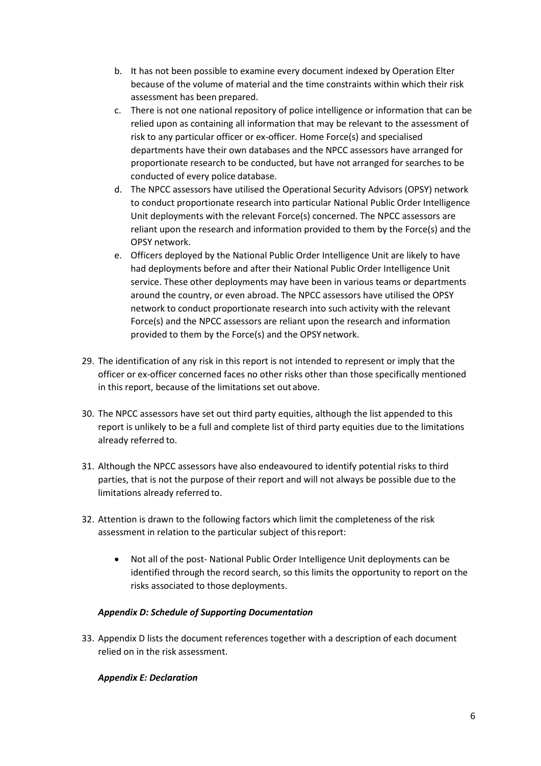b. It has not been possible to examine every document indexed by Operation Elter because of the volume of material and the time constraints within which their risk assessment has been prepared.

c. There is not one national repository of police intelligence or information that can be relied upon as containing all information that may be relevant to the assessment of risk to any particular officer or ex-officer. Home Force(s) and specialised departments have their own databases and the NPCC assessors have arranged for proportionate research to be conducted, but have not arranged for searches to be conducted of every police database.

d. The NPCC assessors have utilised the Operational Security Advisors (OPSY) network to conduct proportionate research into particular National Public Order Intelligence Unit deployments with the relevant Force(s) concerned. The NPCC assessors are reliant upon the research and information provided to them by the Force(s) and the OPSY network.

e. Officers deployed by the National Public Order Intelligence Unit are likely to have had deployments before and after their National Public Order Intelligence Unit service. These other deployments may have been in various teams or departments around the country, or even abroad. The NPCC assessors have utilised the OPSY network to conduct proportionate research into such activity with the relevant Force(s) and the NPCC assessors are reliant upon the research and information provided to them by the Force(s) and the OPSY network.

29. The identification of any risk in this report is not intended to represent or imply that the officer or ex-officer concerned faces no other risks other than those specifically mentioned in this report, because of the limitations set out above.

30. The NPCC assessors have set out third party equities, although the list appended to this report is unlikely to be a full and complete list of third party equities due to the limitations already referred to.

31. Although the NPCC assessors have also endeavoured to identify potential risks to third parties, that is not the purpose of their report and will not always be possible due to the limitations already referred to.

32. Attention is drawn to the following factors which limit the completeness of the risk assessment in relation to the particular subject of this report:

    - Not all of the post- National Public Order Intelligence Unit deployments can be identified through the record search, so this limits the opportunity to report on the risks associated to those deployments.

***Appendix D: Schedule of Supporting Documentation***

33. Appendix D lists the document references together with a description of each document relied on in the risk assessment.

***Appendix E: Declaration***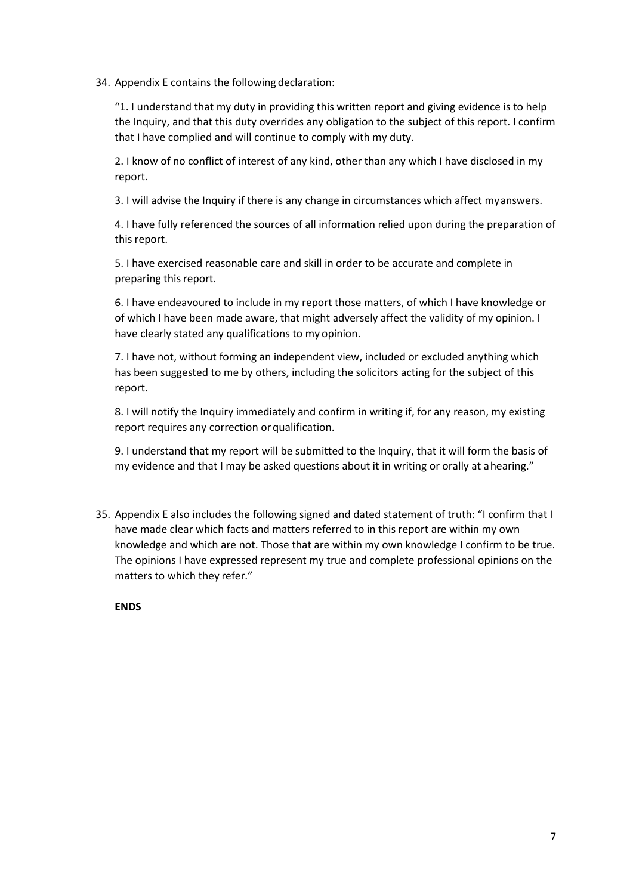34. Appendix E contains the following declaration:

    "1. I understand that my duty in providing this written report and giving evidence is to help the Inquiry, and that this duty overrides any obligation to the subject of this report. I confirm that I have complied and will continue to comply with my duty.

    2. I know of no conflict of interest of any kind, other than any which I have disclosed in my report.

    3. I will advise the Inquiry if there is any change in circumstances which affect my answers.

    4. I have fully referenced the sources of all information relied upon during the preparation of this report.

    5. I have exercised reasonable care and skill in order to be accurate and complete in preparing this report.

    6. I have endeavoured to include in my report those matters, of which I have knowledge or of which I have been made aware, that might adversely affect the validity of my opinion. I have clearly stated any qualifications to my opinion.

    7. I have not, without forming an independent view, included or excluded anything which has been suggested to me by others, including the solicitors acting for the subject of this report.

    8. I will notify the Inquiry immediately and confirm in writing if, for any reason, my existing report requires any correction or qualification.

    9. I understand that my report will be submitted to the Inquiry, that it will form the basis of my evidence and that I may be asked questions about it in writing or orally at a hearing."

35. Appendix E also includes the following signed and dated statement of truth: "I confirm that I have made clear which facts and matters referred to in this report are within my own knowledge and which are not. Those that are within my own knowledge I confirm to be true. The opinions I have expressed represent my true and complete professional opinions on the matters to which they refer."

**ENDS**